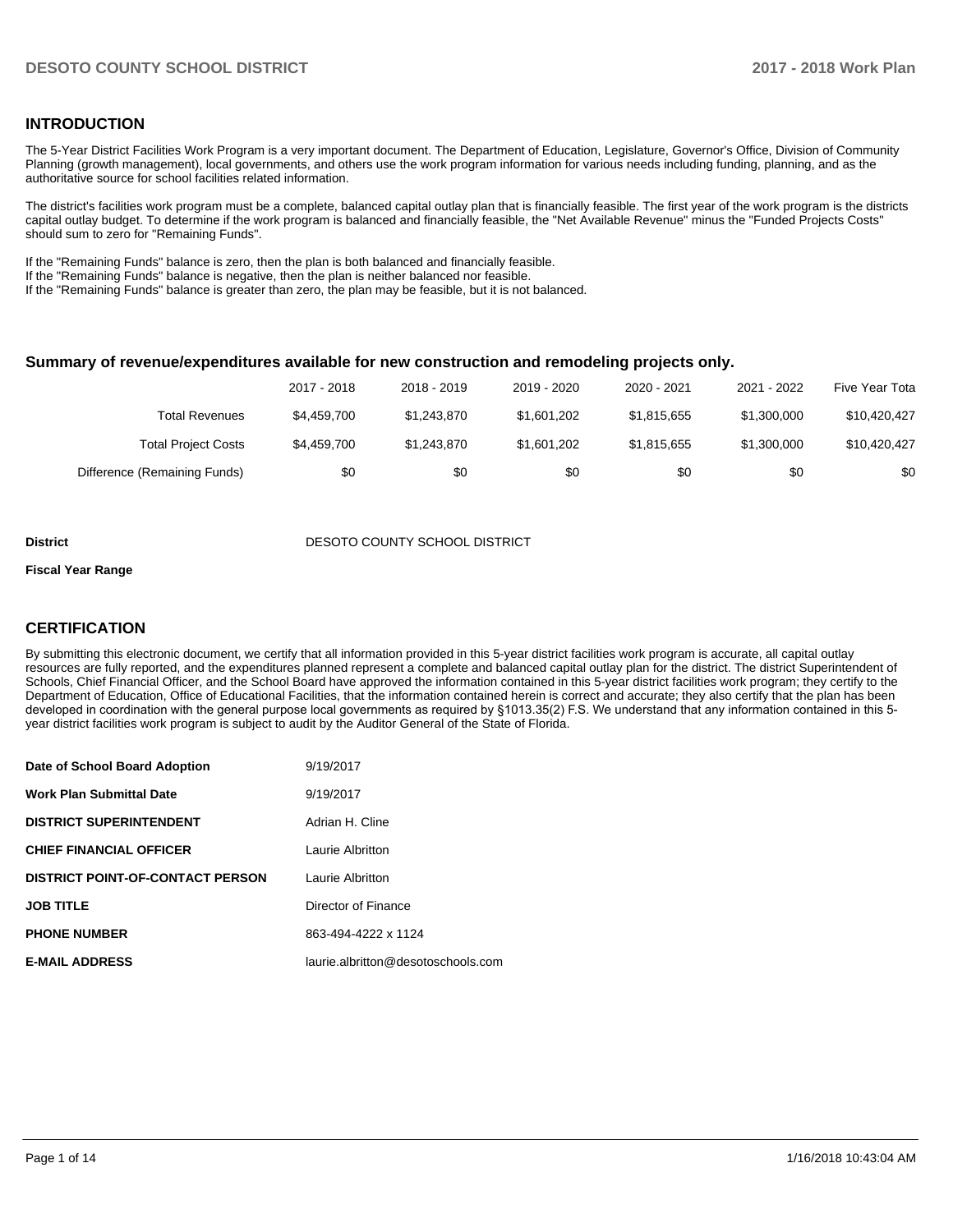## INTRODUCTION

The 5-Year District Facilities Work Program is a very important document. The Department of Education, Legislature, Governor's Office, Division of Community Planning (growth management), local governments, and others use the work program information for various needs including funding, planning, and as the authoritative source for school facilities related information.

The district's facilities work program must be a complete, balanced capital outlay plan that is financially feasible. The first year of the work program is the districts capital outlay budget. To determine if the work program is balanced and financially feasible, the "Net Available Revenue" minus the "Funded Projects Costs" should sum to zero for "Remaining Funds".

If the "Remaining Funds" balance is zero, then the plan is both balanced and financially feasible.
If the "Remaining Funds" balance is negative, then the plan is neither balanced nor feasible.
If the "Remaining Funds" balance is greater than zero, the plan may be feasible, but it is not balanced.

### Summary of revenue/expenditures available for new construction and remodeling projects only.

| | 2017 - 2018 | 2018 - 2019 | 2019 - 2020 | 2020 - 2021 | 2021 - 2022 | Five Year Tota |
|---|---|---|---|---|---|---|
| Total Revenues | $4,459,700 | $1,243,870 | $1,601,202 | $1,815,655 | $1,300,000 | $10,420,427 |
| Total Project Costs | $4,459,700 | $1,243,870 | $1,601,202 | $1,815,655 | $1,300,000 | $10,420,427 |
| Difference (Remaining Funds) | $0 | $0 | $0 | $0 | $0 | $0 |

**District** DESOTO COUNTY SCHOOL DISTRICT

**Fiscal Year Range**

## CERTIFICATION

By submitting this electronic document, we certify that all information provided in this 5-year district facilities work program is accurate, all capital outlay resources are fully reported, and the expenditures planned represent a complete and balanced capital outlay plan for the district. The district Superintendent of Schools, Chief Financial Officer, and the School Board have approved the information contained in this 5-year district facilities work program; they certify to the Department of Education, Office of Educational Facilities, that the information contained herein is correct and accurate; they also certify that the plan has been developed in coordination with the general purpose local governments as required by §1013.35(2) F.S. We understand that any information contained in this 5-year district facilities work program is subject to audit by the Auditor General of the State of Florida.

| | |
|---|---|
| **Date of School Board Adoption** | 9/19/2017 |
| **Work Plan Submittal Date** | 9/19/2017 |
| **DISTRICT SUPERINTENDENT** | Adrian H. Cline |
| **CHIEF FINANCIAL OFFICER** | Laurie Albritton |
| **DISTRICT POINT-OF-CONTACT PERSON** | Laurie Albritton |
| **JOB TITLE** | Director of Finance |
| **PHONE NUMBER** | 863-494-4222 x 1124 |
| **E-MAIL ADDRESS** | laurie.albritton@desotoschools.com |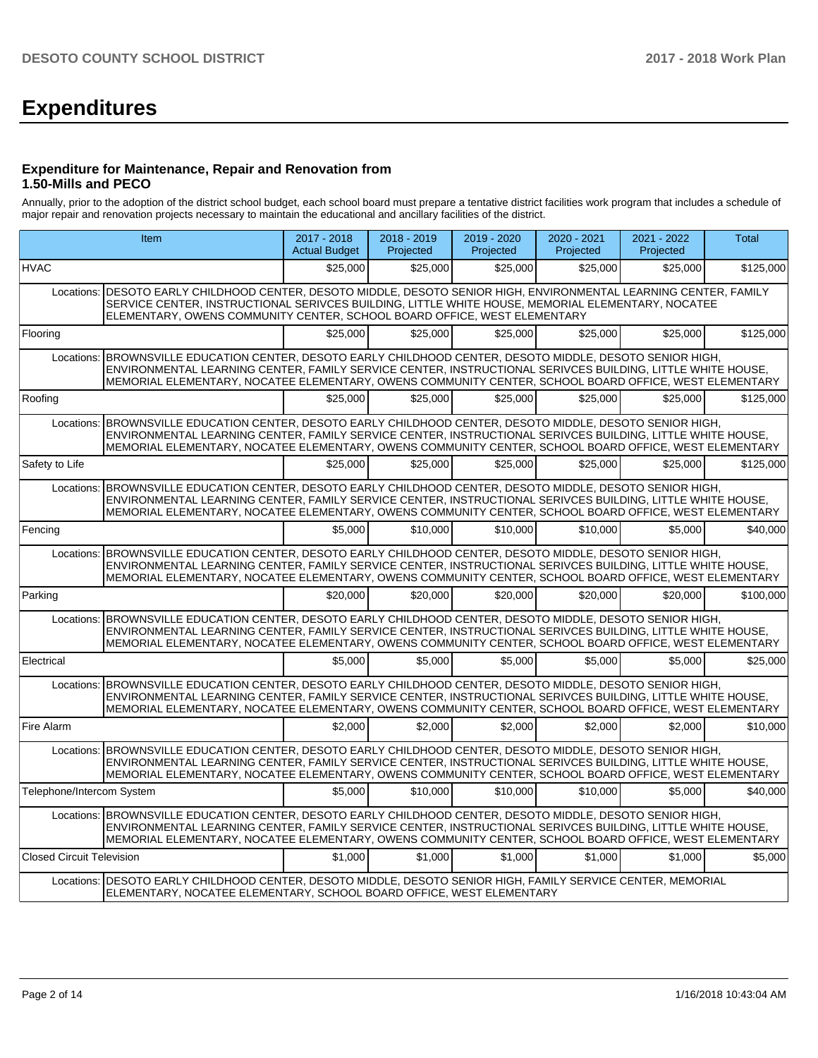# Expenditures

### Expenditure for Maintenance, Repair and Renovation from 1.50-Mills and PECO

Annually, prior to the adoption of the district school budget, each school board must prepare a tentative district facilities work program that includes a schedule of major repair and renovation projects necessary to maintain the educational and ancillary facilities of the district.

| Item | 2017 - 2018 Actual Budget | 2018 - 2019 Projected | 2019 - 2020 Projected | 2020 - 2021 Projected | 2021 - 2022 Projected | Total |
|---|---|---|---|---|---|---|
| HVAC | $25,000 | $25,000 | $25,000 | $25,000 | $25,000 | $125,000 |
| Locations: DESOTO EARLY CHILDHOOD CENTER, DESOTO MIDDLE, DESOTO SENIOR HIGH, ENVIRONMENTAL LEARNING CENTER, FAMILY SERVICE CENTER, INSTRUCTIONAL SERIVCES BUILDING, LITTLE WHITE HOUSE, MEMORIAL ELEMENTARY, NOCATEE ELEMENTARY, OWENS COMMUNITY CENTER, SCHOOL BOARD OFFICE, WEST ELEMENTARY | | | | | | |
| Flooring | $25,000 | $25,000 | $25,000 | $25,000 | $25,000 | $125,000 |
| Locations: BROWNSVILLE EDUCATION CENTER, DESOTO EARLY CHILDHOOD CENTER, DESOTO MIDDLE, DESOTO SENIOR HIGH, ENVIRONMENTAL LEARNING CENTER, FAMILY SERVICE CENTER, INSTRUCTIONAL SERIVCES BUILDING, LITTLE WHITE HOUSE, MEMORIAL ELEMENTARY, NOCATEE ELEMENTARY, OWENS COMMUNITY CENTER, SCHOOL BOARD OFFICE, WEST ELEMENTARY | | | | | | |
| Roofing | $25,000 | $25,000 | $25,000 | $25,000 | $25,000 | $125,000 |
| Locations: BROWNSVILLE EDUCATION CENTER, DESOTO EARLY CHILDHOOD CENTER, DESOTO MIDDLE, DESOTO SENIOR HIGH, ENVIRONMENTAL LEARNING CENTER, FAMILY SERVICE CENTER, INSTRUCTIONAL SERIVCES BUILDING, LITTLE WHITE HOUSE, MEMORIAL ELEMENTARY, NOCATEE ELEMENTARY, OWENS COMMUNITY CENTER, SCHOOL BOARD OFFICE, WEST ELEMENTARY | | | | | | |
| Safety to Life | $25,000 | $25,000 | $25,000 | $25,000 | $25,000 | $125,000 |
| Locations: BROWNSVILLE EDUCATION CENTER, DESOTO EARLY CHILDHOOD CENTER, DESOTO MIDDLE, DESOTO SENIOR HIGH, ENVIRONMENTAL LEARNING CENTER, FAMILY SERVICE CENTER, INSTRUCTIONAL SERIVCES BUILDING, LITTLE WHITE HOUSE, MEMORIAL ELEMENTARY, NOCATEE ELEMENTARY, OWENS COMMUNITY CENTER, SCHOOL BOARD OFFICE, WEST ELEMENTARY | | | | | | |
| Fencing | $5,000 | $10,000 | $10,000 | $10,000 | $5,000 | $40,000 |
| Locations: BROWNSVILLE EDUCATION CENTER, DESOTO EARLY CHILDHOOD CENTER, DESOTO MIDDLE, DESOTO SENIOR HIGH, ENVIRONMENTAL LEARNING CENTER, FAMILY SERVICE CENTER, INSTRUCTIONAL SERIVCES BUILDING, LITTLE WHITE HOUSE, MEMORIAL ELEMENTARY, NOCATEE ELEMENTARY, OWENS COMMUNITY CENTER, SCHOOL BOARD OFFICE, WEST ELEMENTARY | | | | | | |
| Parking | $20,000 | $20,000 | $20,000 | $20,000 | $20,000 | $100,000 |
| Locations: BROWNSVILLE EDUCATION CENTER, DESOTO EARLY CHILDHOOD CENTER, DESOTO MIDDLE, DESOTO SENIOR HIGH, ENVIRONMENTAL LEARNING CENTER, FAMILY SERVICE CENTER, INSTRUCTIONAL SERIVCES BUILDING, LITTLE WHITE HOUSE, MEMORIAL ELEMENTARY, NOCATEE ELEMENTARY, OWENS COMMUNITY CENTER, SCHOOL BOARD OFFICE, WEST ELEMENTARY | | | | | | |
| Electrical | $5,000 | $5,000 | $5,000 | $5,000 | $5,000 | $25,000 |
| Locations: BROWNSVILLE EDUCATION CENTER, DESOTO EARLY CHILDHOOD CENTER, DESOTO MIDDLE, DESOTO SENIOR HIGH, ENVIRONMENTAL LEARNING CENTER, FAMILY SERVICE CENTER, INSTRUCTIONAL SERIVCES BUILDING, LITTLE WHITE HOUSE, MEMORIAL ELEMENTARY, NOCATEE ELEMENTARY, OWENS COMMUNITY CENTER, SCHOOL BOARD OFFICE, WEST ELEMENTARY | | | | | | |
| Fire Alarm | $2,000 | $2,000 | $2,000 | $2,000 | $2,000 | $10,000 |
| Locations: BROWNSVILLE EDUCATION CENTER, DESOTO EARLY CHILDHOOD CENTER, DESOTO MIDDLE, DESOTO SENIOR HIGH, ENVIRONMENTAL LEARNING CENTER, FAMILY SERVICE CENTER, INSTRUCTIONAL SERIVCES BUILDING, LITTLE WHITE HOUSE, MEMORIAL ELEMENTARY, NOCATEE ELEMENTARY, OWENS COMMUNITY CENTER, SCHOOL BOARD OFFICE, WEST ELEMENTARY | | | | | | |
| Telephone/Intercom System | $5,000 | $10,000 | $10,000 | $10,000 | $5,000 | $40,000 |
| Locations: BROWNSVILLE EDUCATION CENTER, DESOTO EARLY CHILDHOOD CENTER, DESOTO MIDDLE, DESOTO SENIOR HIGH, ENVIRONMENTAL LEARNING CENTER, FAMILY SERVICE CENTER, INSTRUCTIONAL SERIVCES BUILDING, LITTLE WHITE HOUSE, MEMORIAL ELEMENTARY, NOCATEE ELEMENTARY, OWENS COMMUNITY CENTER, SCHOOL BOARD OFFICE, WEST ELEMENTARY | | | | | | |
| Closed Circuit Television | $1,000 | $1,000 | $1,000 | $1,000 | $1,000 | $5,000 |
| Locations: DESOTO EARLY CHILDHOOD CENTER, DESOTO MIDDLE, DESOTO SENIOR HIGH, FAMILY SERVICE CENTER, MEMORIAL ELEMENTARY, NOCATEE ELEMENTARY, SCHOOL BOARD OFFICE, WEST ELEMENTARY | | | | | | |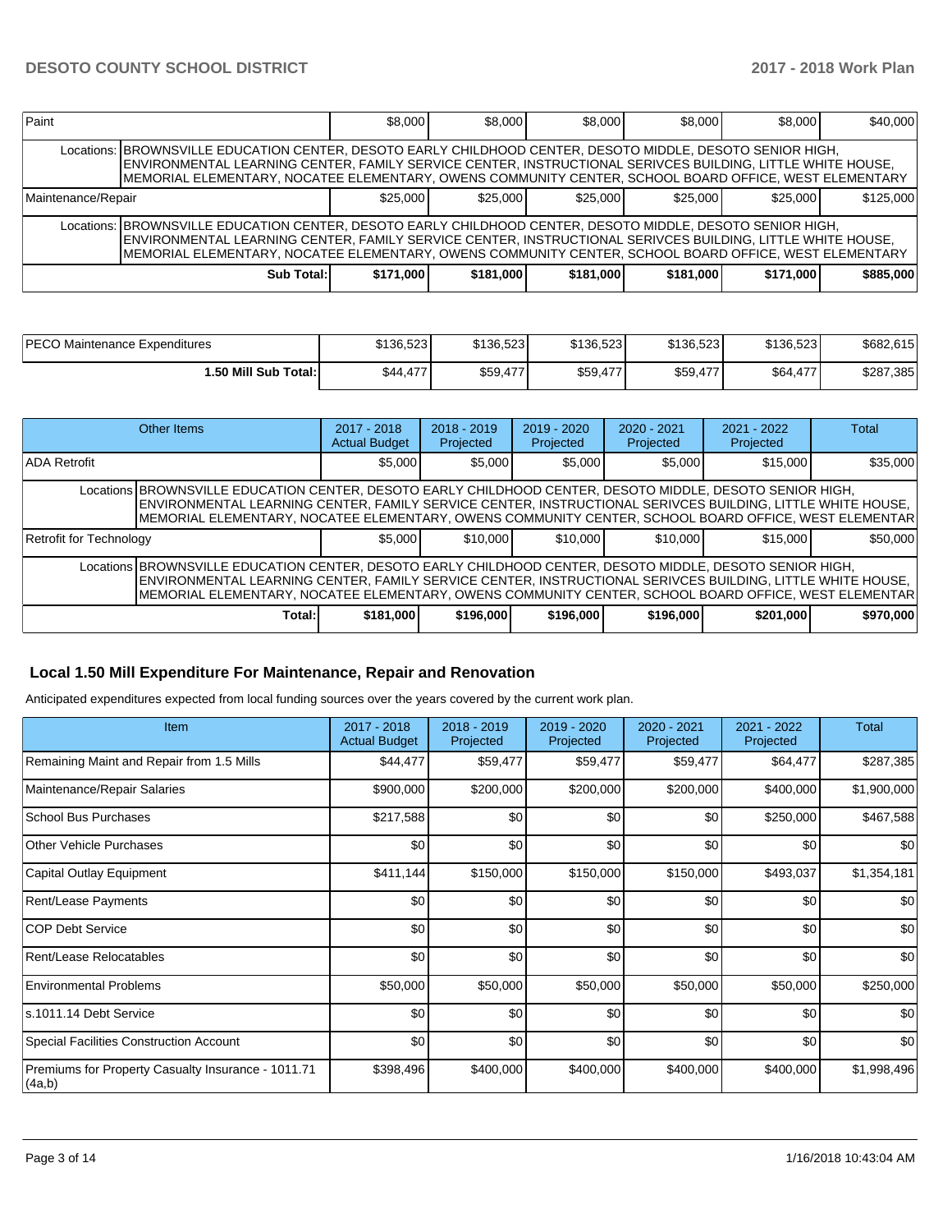| Paint | | $8,000 | $8,000 | $8,000 | $8,000 | $8,000 | $40,000 |
|---|---|---|---|---|---|---|---|
| | Locations: BROWNSVILLE EDUCATION CENTER, DESOTO EARLY CHILDHOOD CENTER, DESOTO MIDDLE, DESOTO SENIOR HIGH, ENVIRONMENTAL LEARNING CENTER, FAMILY SERVICE CENTER, INSTRUCTIONAL SERIVCES BUILDING, LITTLE WHITE HOUSE, MEMORIAL ELEMENTARY, NOCATEE ELEMENTARY, OWENS COMMUNITY CENTER, SCHOOL BOARD OFFICE, WEST ELEMENTARY | | | | | | |
| Maintenance/Repair | | $25,000 | $25,000 | $25,000 | $25,000 | $25,000 | $125,000 |
| | Locations: BROWNSVILLE EDUCATION CENTER, DESOTO EARLY CHILDHOOD CENTER, DESOTO MIDDLE, DESOTO SENIOR HIGH, ENVIRONMENTAL LEARNING CENTER, FAMILY SERVICE CENTER, INSTRUCTIONAL SERIVCES BUILDING, LITTLE WHITE HOUSE, MEMORIAL ELEMENTARY, NOCATEE ELEMENTARY, OWENS COMMUNITY CENTER, SCHOOL BOARD OFFICE, WEST ELEMENTARY | | | | | | |
| | Sub Total: | $171,000 | $181,000 | $181,000 | $181,000 | $171,000 | $885,000 |

| PECO Maintenance Expenditures | $136,523 | $136,523 | $136,523 | $136,523 | $136,523 | $682,615 |
|---|---|---|---|---|---|---|
| 1.50 Mill Sub Total: | $44,477 | $59,477 | $59,477 | $59,477 | $64,477 | $287,385 |

| Other Items | | 2017 - 2018 Actual Budget | 2018 - 2019 Projected | 2019 - 2020 Projected | 2020 - 2021 Projected | 2021 - 2022 Projected | Total |
|---|---|---|---|---|---|---|---|
| ADA Retrofit | | $5,000 | $5,000 | $5,000 | $5,000 | $15,000 | $35,000 |
| | Locations BROWNSVILLE EDUCATION CENTER, DESOTO EARLY CHILDHOOD CENTER, DESOTO MIDDLE, DESOTO SENIOR HIGH, ENVIRONMENTAL LEARNING CENTER, FAMILY SERVICE CENTER, INSTRUCTIONAL SERIVCES BUILDING, LITTLE WHITE HOUSE, MEMORIAL ELEMENTARY, NOCATEE ELEMENTARY, OWENS COMMUNITY CENTER, SCHOOL BOARD OFFICE, WEST ELEMENTAR | | | | | | |
| Retrofit for Technology | | $5,000 | $10,000 | $10,000 | $10,000 | $15,000 | $50,000 |
| | Locations BROWNSVILLE EDUCATION CENTER, DESOTO EARLY CHILDHOOD CENTER, DESOTO MIDDLE, DESOTO SENIOR HIGH, ENVIRONMENTAL LEARNING CENTER, FAMILY SERVICE CENTER, INSTRUCTIONAL SERIVCES BUILDING, LITTLE WHITE HOUSE, MEMORIAL ELEMENTARY, NOCATEE ELEMENTARY, OWENS COMMUNITY CENTER, SCHOOL BOARD OFFICE, WEST ELEMENTAR | | | | | | |
| | Total: | $181,000 | $196,000 | $196,000 | $196,000 | $201,000 | $970,000 |

## Local 1.50 Mill Expenditure For Maintenance, Repair and Renovation

Anticipated expenditures expected from local funding sources over the years covered by the current work plan.

| Item | 2017 - 2018 Actual Budget | 2018 - 2019 Projected | 2019 - 2020 Projected | 2020 - 2021 Projected | 2021 - 2022 Projected | Total |
|---|---|---|---|---|---|---|
| Remaining Maint and Repair from 1.5 Mills | $44,477 | $59,477 | $59,477 | $59,477 | $64,477 | $287,385 |
| Maintenance/Repair Salaries | $900,000 | $200,000 | $200,000 | $200,000 | $400,000 | $1,900,000 |
| School Bus Purchases | $217,588 | $0 | $0 | $0 | $250,000 | $467,588 |
| Other Vehicle Purchases | $0 | $0 | $0 | $0 | $0 | $0 |
| Capital Outlay Equipment | $411,144 | $150,000 | $150,000 | $150,000 | $493,037 | $1,354,181 |
| Rent/Lease Payments | $0 | $0 | $0 | $0 | $0 | $0 |
| COP Debt Service | $0 | $0 | $0 | $0 | $0 | $0 |
| Rent/Lease Relocatables | $0 | $0 | $0 | $0 | $0 | $0 |
| Environmental Problems | $50,000 | $50,000 | $50,000 | $50,000 | $50,000 | $250,000 |
| s.1011.14 Debt Service | $0 | $0 | $0 | $0 | $0 | $0 |
| Special Facilities Construction Account | $0 | $0 | $0 | $0 | $0 | $0 |
| Premiums for Property Casualty Insurance - 1011.71 (4a,b) | $398,496 | $400,000 | $400,000 | $400,000 | $400,000 | $1,998,496 |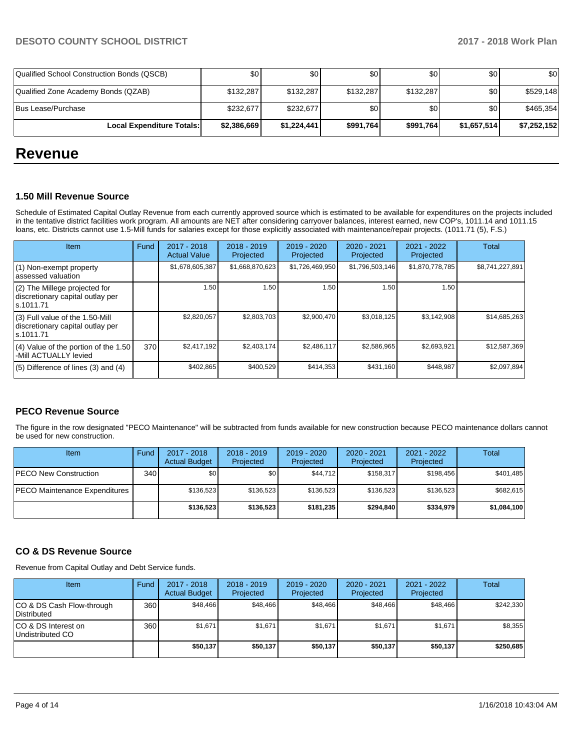| Qualified School Construction Bonds (QSCB) | $0 | $0 | $0 | $0 | $0 | $0 |
|---|---|---|---|---|---|---|
| Qualified Zone Academy Bonds (QZAB) | $132,287 | $132,287 | $132,287 | $132,287 | $0 | $529,148 |
| Bus Lease/Purchase | $232,677 | $232,677 | $0 | $0 | $0 | $465,354 |
| **Local Expenditure Totals:** | **$2,386,669** | **$1,224,441** | **$991,764** | **$991,764** | **$1,657,514** | **$7,252,152** |

# Revenue

### 1.50 Mill Revenue Source

Schedule of Estimated Capital Outlay Revenue from each currently approved source which is estimated to be available for expenditures on the projects included in the tentative district facilities work program. All amounts are NET after considering carryover balances, interest earned, new COP's, 1011.14 and 1011.15 loans, etc. Districts cannot use 1.5-Mill funds for salaries except for those explicitly associated with maintenance/repair projects. (1011.71 (5), F.S.)

| Item | Fund | 2017 - 2018 Actual Value | 2018 - 2019 Projected | 2019 - 2020 Projected | 2020 - 2021 Projected | 2021 - 2022 Projected | Total |
|---|---|---|---|---|---|---|---|
| (1) Non-exempt property assessed valuation | | $1,678,605,387 | $1,668,870,623 | $1,726,469,950 | $1,796,503,146 | $1,870,778,785 | $8,741,227,891 |
| (2) The Millege projected for discretionary capital outlay per s.1011.71 | | 1.50 | 1.50 | 1.50 | 1.50 | 1.50 | |
| (3) Full value of the 1.50-Mill discretionary capital outlay per s.1011.71 | | $2,820,057 | $2,803,703 | $2,900,470 | $3,018,125 | $3,142,908 | $14,685,263 |
| (4) Value of the portion of the 1.50 -Mill ACTUALLY levied | 370 | $2,417,192 | $2,403,174 | $2,486,117 | $2,586,965 | $2,693,921 | $12,587,369 |
| (5) Difference of lines (3) and (4) | | $402,865 | $400,529 | $414,353 | $431,160 | $448,987 | $2,097,894 |

### PECO Revenue Source

The figure in the row designated "PECO Maintenance" will be subtracted from funds available for new construction because PECO maintenance dollars cannot be used for new construction.

| Item | Fund | 2017 - 2018 Actual Budget | 2018 - 2019 Projected | 2019 - 2020 Projected | 2020 - 2021 Projected | 2021 - 2022 Projected | Total |
|---|---|---|---|---|---|---|---|
| PECO New Construction | 340 | $0 | $0 | $44,712 | $158,317 | $198,456 | $401,485 |
| PECO Maintenance Expenditures | | $136,523 | $136,523 | $136,523 | $136,523 | $136,523 | $682,615 |
| | | **$136,523** | **$136,523** | **$181,235** | **$294,840** | **$334,979** | **$1,084,100** |

### CO & DS Revenue Source

Revenue from Capital Outlay and Debt Service funds.

| Item | Fund | 2017 - 2018 Actual Budget | 2018 - 2019 Projected | 2019 - 2020 Projected | 2020 - 2021 Projected | 2021 - 2022 Projected | Total |
|---|---|---|---|---|---|---|---|
| CO & DS Cash Flow-through Distributed | 360 | $48,466 | $48,466 | $48,466 | $48,466 | $48,466 | $242,330 |
| CO & DS Interest on Undistributed CO | 360 | $1,671 | $1,671 | $1,671 | $1,671 | $1,671 | $8,355 |
| | | **$50,137** | **$50,137** | **$50,137** | **$50,137** | **$50,137** | **$250,685** |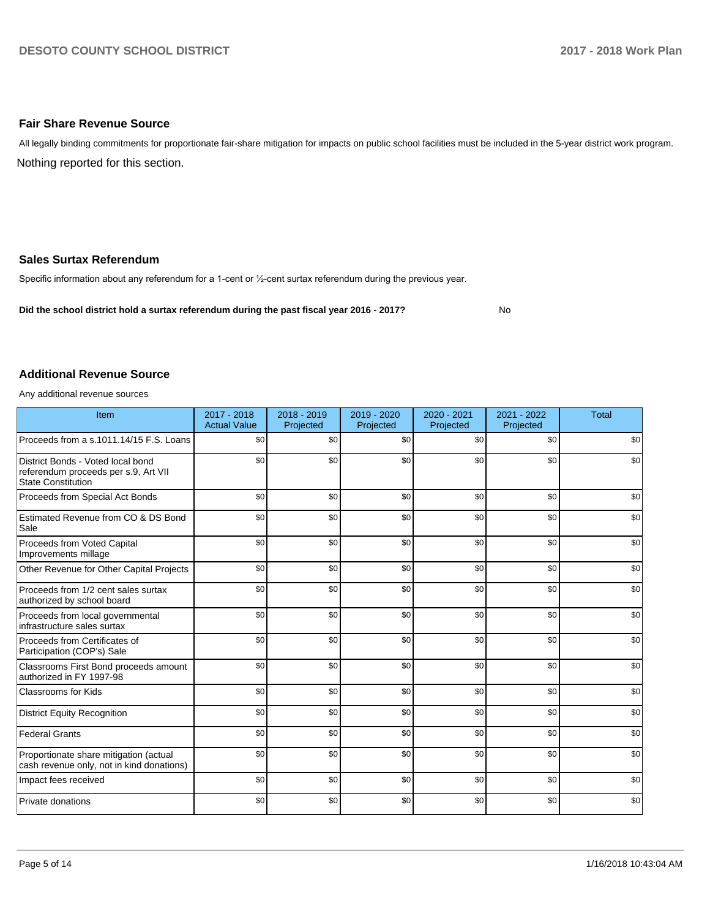### Fair Share Revenue Source

All legally binding commitments for proportionate fair-share mitigation for impacts on public school facilities must be included in the 5-year district work program.

Nothing reported for this section.

### Sales Surtax Referendum

Specific information about any referendum for a 1-cent or ½-cent surtax referendum during the previous year.

**Did the school district hold a surtax referendum during the past fiscal year 2016 - 2017?** No

### Additional Revenue Source

Any additional revenue sources

| Item | 2017 - 2018 Actual Value | 2018 - 2019 Projected | 2019 - 2020 Projected | 2020 - 2021 Projected | 2021 - 2022 Projected | Total |
|---|---|---|---|---|---|---|
| Proceeds from a s.1011.14/15 F.S. Loans | $0 | $0 | $0 | $0 | $0 | $0 |
| District Bonds - Voted local bond referendum proceeds per s.9, Art VII State Constitution | $0 | $0 | $0 | $0 | $0 | $0 |
| Proceeds from Special Act Bonds | $0 | $0 | $0 | $0 | $0 | $0 |
| Estimated Revenue from CO & DS Bond Sale | $0 | $0 | $0 | $0 | $0 | $0 |
| Proceeds from Voted Capital Improvements millage | $0 | $0 | $0 | $0 | $0 | $0 |
| Other Revenue for Other Capital Projects | $0 | $0 | $0 | $0 | $0 | $0 |
| Proceeds from 1/2 cent sales surtax authorized by school board | $0 | $0 | $0 | $0 | $0 | $0 |
| Proceeds from local governmental infrastructure sales surtax | $0 | $0 | $0 | $0 | $0 | $0 |
| Proceeds from Certificates of Participation (COP's) Sale | $0 | $0 | $0 | $0 | $0 | $0 |
| Classrooms First Bond proceeds amount authorized in FY 1997-98 | $0 | $0 | $0 | $0 | $0 | $0 |
| Classrooms for Kids | $0 | $0 | $0 | $0 | $0 | $0 |
| District Equity Recognition | $0 | $0 | $0 | $0 | $0 | $0 |
| Federal Grants | $0 | $0 | $0 | $0 | $0 | $0 |
| Proportionate share mitigation (actual cash revenue only, not in kind donations) | $0 | $0 | $0 | $0 | $0 | $0 |
| Impact fees received | $0 | $0 | $0 | $0 | $0 | $0 |
| Private donations | $0 | $0 | $0 | $0 | $0 | $0 |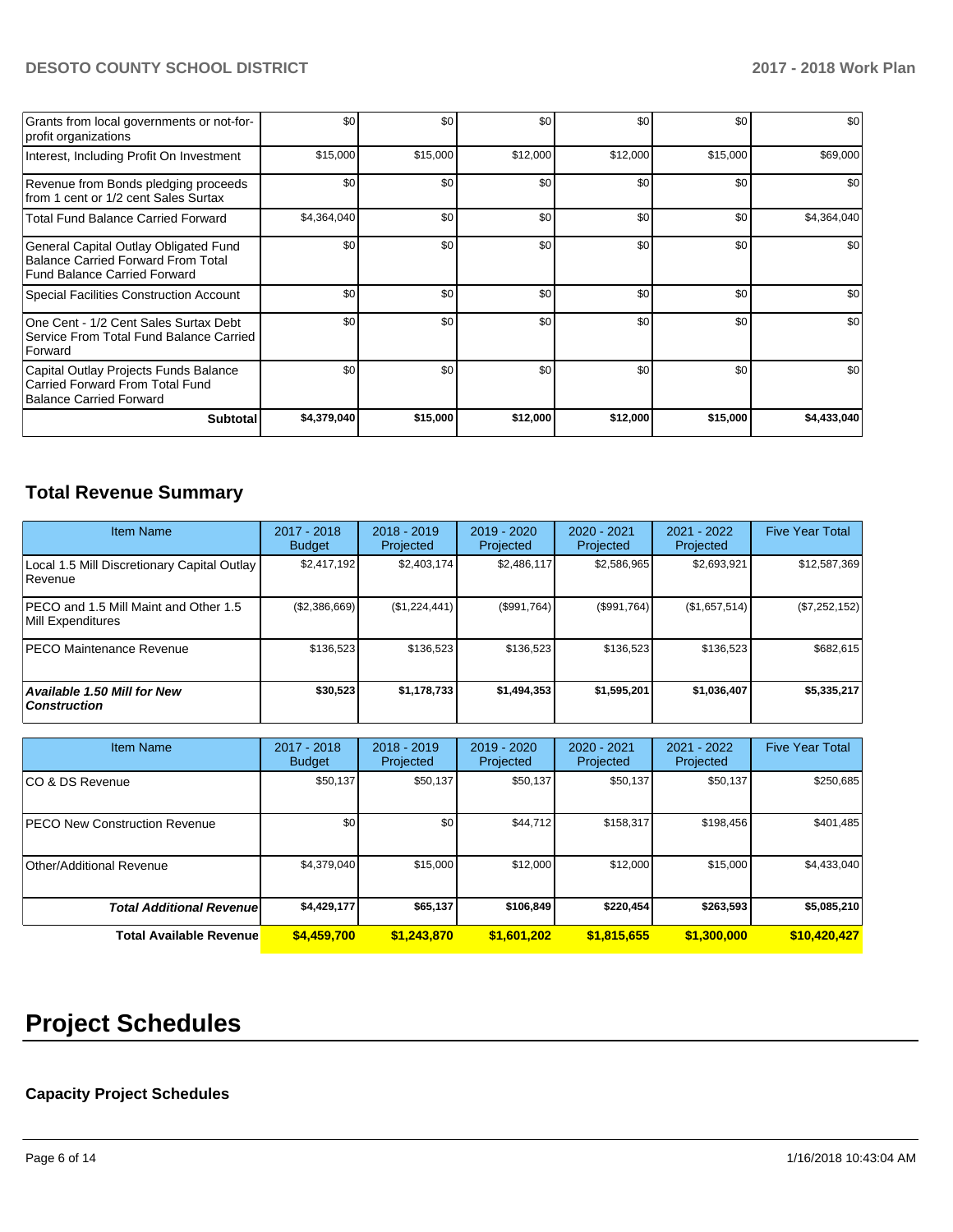| | | | | | | |
|---|---|---|---|---|---|---|
| Grants from local governments or not-for-profit organizations | $0 | $0 | $0 | $0 | $0 | $0 |
| Interest, Including Profit On Investment | $15,000 | $15,000 | $12,000 | $12,000 | $15,000 | $69,000 |
| Revenue from Bonds pledging proceeds from 1 cent or 1/2 cent Sales Surtax | $0 | $0 | $0 | $0 | $0 | $0 |
| Total Fund Balance Carried Forward | $4,364,040 | $0 | $0 | $0 | $0 | $4,364,040 |
| General Capital Outlay Obligated Fund Balance Carried Forward From Total Fund Balance Carried Forward | $0 | $0 | $0 | $0 | $0 | $0 |
| Special Facilities Construction Account | $0 | $0 | $0 | $0 | $0 | $0 |
| One Cent - 1/2 Cent Sales Surtax Debt Service From Total Fund Balance Carried Forward | $0 | $0 | $0 | $0 | $0 | $0 |
| Capital Outlay Projects Funds Balance Carried Forward From Total Fund Balance Carried Forward | $0 | $0 | $0 | $0 | $0 | $0 |
| **Subtotal** | **$4,379,040** | **$15,000** | **$12,000** | **$12,000** | **$15,000** | **$4,433,040** |

## Total Revenue Summary

| Item Name | 2017 - 2018 Budget | 2018 - 2019 Projected | 2019 - 2020 Projected | 2020 - 2021 Projected | 2021 - 2022 Projected | Five Year Total |
|---|---|---|---|---|---|---|
| Local 1.5 Mill Discretionary Capital Outlay Revenue | $2,417,192 | $2,403,174 | $2,486,117 | $2,586,965 | $2,693,921 | $12,587,369 |
| PECO and 1.5 Mill Maint and Other 1.5 Mill Expenditures | ($2,386,669) | ($1,224,441) | ($991,764) | ($991,764) | ($1,657,514) | ($7,252,152) |
| PECO Maintenance Revenue | $136,523 | $136,523 | $136,523 | $136,523 | $136,523 | $682,615 |
| ***Available 1.50 Mill for New Construction*** | **$30,523** | **$1,178,733** | **$1,494,353** | **$1,595,201** | **$1,036,407** | **$5,335,217** |

| Item Name | 2017 - 2018 Budget | 2018 - 2019 Projected | 2019 - 2020 Projected | 2020 - 2021 Projected | 2021 - 2022 Projected | Five Year Total |
|---|---|---|---|---|---|---|
| CO & DS Revenue | $50,137 | $50,137 | $50,137 | $50,137 | $50,137 | $250,685 |
| PECO New Construction Revenue | $0 | $0 | $44,712 | $158,317 | $198,456 | $401,485 |
| Other/Additional Revenue | $4,379,040 | $15,000 | $12,000 | $12,000 | $15,000 | $4,433,040 |
| ***Total Additional Revenue*** | **$4,429,177** | **$65,137** | **$106,849** | **$220,454** | **$263,593** | **$5,085,210** |
| **Total Available Revenue** | **$4,459,700** | **$1,243,870** | **$1,601,202** | **$1,815,655** | **$1,300,000** | **$10,420,427** |

# Project Schedules

### Capacity Project Schedules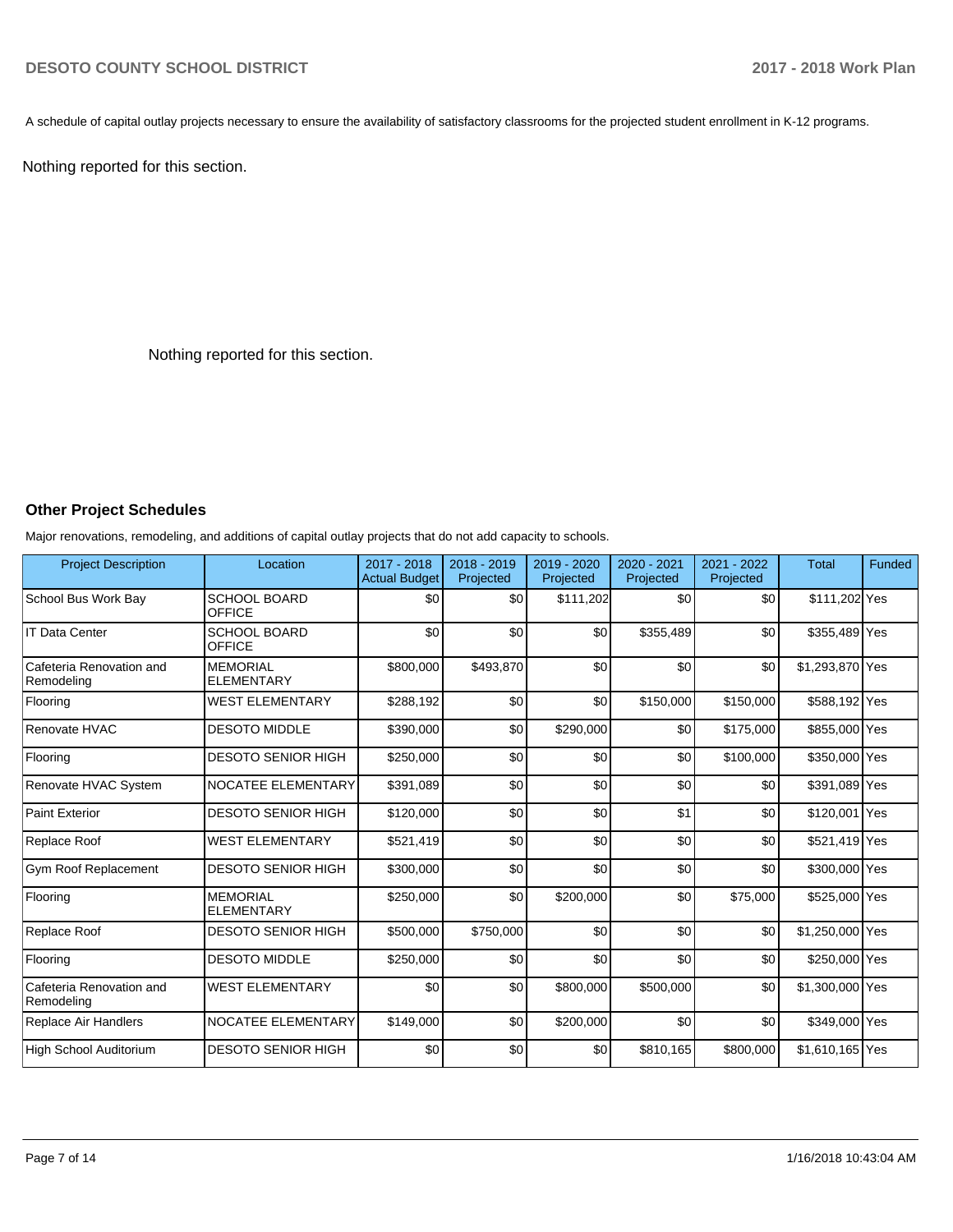A schedule of capital outlay projects necessary to ensure the availability of satisfactory classrooms for the projected student enrollment in K-12 programs.

Nothing reported for this section.

Nothing reported for this section.

## Other Project Schedules

Major renovations, remodeling, and additions of capital outlay projects that do not add capacity to schools.

| Project Description | Location | 2017 - 2018 Actual Budget | 2018 - 2019 Projected | 2019 - 2020 Projected | 2020 - 2021 Projected | 2021 - 2022 Projected | Total | Funded |
|---|---|---|---|---|---|---|---|---|
| School Bus Work Bay | SCHOOL BOARD OFFICE | $0 | $0 | $111,202 | $0 | $0 | $111,202 | Yes |
| IT Data Center | SCHOOL BOARD OFFICE | $0 | $0 | $0 | $355,489 | $0 | $355,489 | Yes |
| Cafeteria Renovation and Remodeling | MEMORIAL ELEMENTARY | $800,000 | $493,870 | $0 | $0 | $0 | $1,293,870 | Yes |
| Flooring | WEST ELEMENTARY | $288,192 | $0 | $0 | $150,000 | $150,000 | $588,192 | Yes |
| Renovate HVAC | DESOTO MIDDLE | $390,000 | $0 | $290,000 | $0 | $175,000 | $855,000 | Yes |
| Flooring | DESOTO SENIOR HIGH | $250,000 | $0 | $0 | $0 | $100,000 | $350,000 | Yes |
| Renovate HVAC System | NOCATEE ELEMENTARY | $391,089 | $0 | $0 | $0 | $0 | $391,089 | Yes |
| Paint Exterior | DESOTO SENIOR HIGH | $120,000 | $0 | $0 | $1 | $0 | $120,001 | Yes |
| Replace Roof | WEST ELEMENTARY | $521,419 | $0 | $0 | $0 | $0 | $521,419 | Yes |
| Gym Roof Replacement | DESOTO SENIOR HIGH | $300,000 | $0 | $0 | $0 | $0 | $300,000 | Yes |
| Flooring | MEMORIAL ELEMENTARY | $250,000 | $0 | $200,000 | $0 | $75,000 | $525,000 | Yes |
| Replace Roof | DESOTO SENIOR HIGH | $500,000 | $750,000 | $0 | $0 | $0 | $1,250,000 | Yes |
| Flooring | DESOTO MIDDLE | $250,000 | $0 | $0 | $0 | $0 | $250,000 | Yes |
| Cafeteria Renovation and Remodeling | WEST ELEMENTARY | $0 | $0 | $800,000 | $500,000 | $0 | $1,300,000 | Yes |
| Replace Air Handlers | NOCATEE ELEMENTARY | $149,000 | $0 | $200,000 | $0 | $0 | $349,000 | Yes |
| High School Auditorium | DESOTO SENIOR HIGH | $0 | $0 | $0 | $810,165 | $800,000 | $1,610,165 | Yes |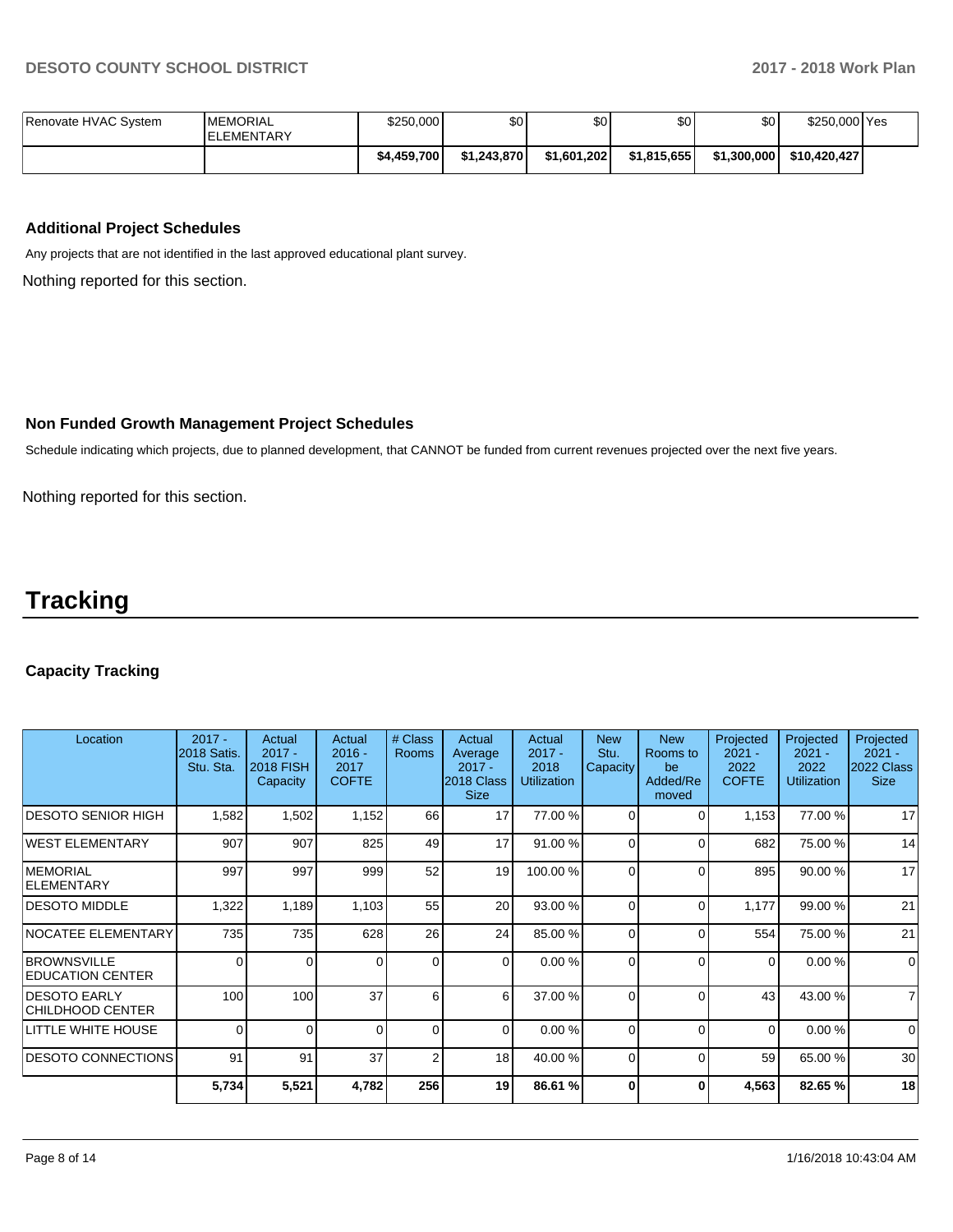| Renovate HVAC System | MEMORIAL ELEMENTARY | $250,000 | $0 | $0 | $0 | $0 | $250,000 | Yes |
|---|---|---|---|---|---|---|---|---|
| | | **$4,459,700** | **$1,243,870** | **$1,601,202** | **$1,815,655** | **$1,300,000** | **$10,420,427** | |

### Additional Project Schedules

Any projects that are not identified in the last approved educational plant survey.

Nothing reported for this section.

### Non Funded Growth Management Project Schedules

Schedule indicating which projects, due to planned development, that CANNOT be funded from current revenues projected over the next five years.

Nothing reported for this section.

# Tracking

### Capacity Tracking

| Location | 2017 - 2018 Satis. Stu. Sta. | Actual 2017 - 2018 FISH Capacity | Actual 2016 - 2017 COFTE | # Class Rooms | Actual Average 2017 - 2018 Class Size | Actual 2017 - 2018 Utilization | New Stu. Capacity | New Rooms to be Added/Removed | Projected 2021 - 2022 COFTE | Projected 2021 - 2022 Utilization | Projected 2021 - 2022 Class Size |
|---|---|---|---|---|---|---|---|---|---|---|---|
| DESOTO SENIOR HIGH | 1,582 | 1,502 | 1,152 | 66 | 17 | 77.00 % | 0 | 0 | 1,153 | 77.00 % | 17 |
| WEST ELEMENTARY | 907 | 907 | 825 | 49 | 17 | 91.00 % | 0 | 0 | 682 | 75.00 % | 14 |
| MEMORIAL ELEMENTARY | 997 | 997 | 999 | 52 | 19 | 100.00 % | 0 | 0 | 895 | 90.00 % | 17 |
| DESOTO MIDDLE | 1,322 | 1,189 | 1,103 | 55 | 20 | 93.00 % | 0 | 0 | 1,177 | 99.00 % | 21 |
| NOCATEE ELEMENTARY | 735 | 735 | 628 | 26 | 24 | 85.00 % | 0 | 0 | 554 | 75.00 % | 21 |
| BROWNSVILLE EDUCATION CENTER | 0 | 0 | 0 | 0 | 0 | 0.00 % | 0 | 0 | 0 | 0.00 % | 0 |
| DESOTO EARLY CHILDHOOD CENTER | 100 | 100 | 37 | 6 | 6 | 37.00 % | 0 | 0 | 43 | 43.00 % | 7 |
| LITTLE WHITE HOUSE | 0 | 0 | 0 | 0 | 0 | 0.00 % | 0 | 0 | 0 | 0.00 % | 0 |
| DESOTO CONNECTIONS | 91 | 91 | 37 | 2 | 18 | 40.00 % | 0 | 0 | 59 | 65.00 % | 30 |
| | **5,734** | **5,521** | **4,782** | **256** | **19** | **86.61 %** | **0** | **0** | **4,563** | **82.65 %** | **18** |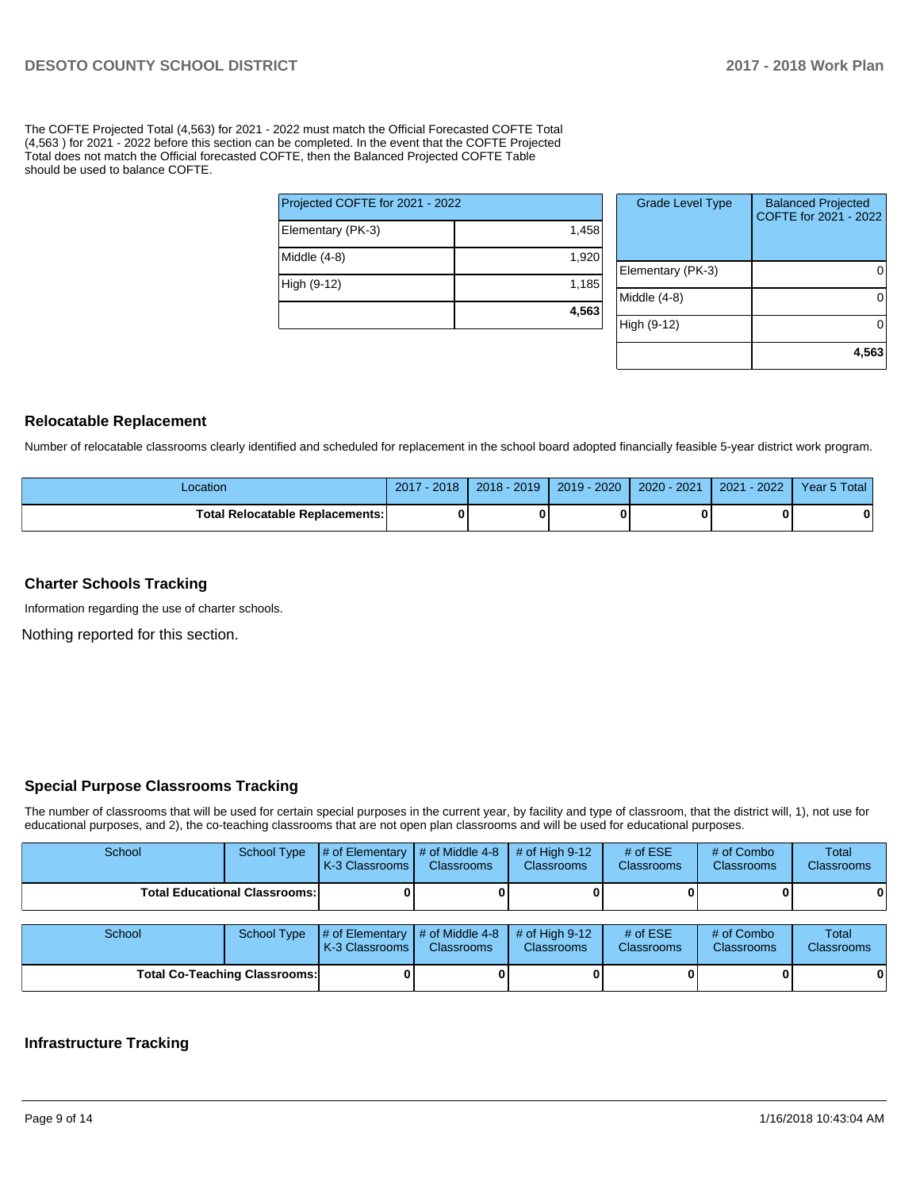The COFTE Projected Total (4,563) for 2021 - 2022 must match the Official Forecasted COFTE Total (4,563 ) for 2021 - 2022 before this section can be completed. In the event that the COFTE Projected Total does not match the Official forecasted COFTE, then the Balanced Projected COFTE Table should be used to balance COFTE.

| Projected COFTE for 2021 - 2022 | |
|---|---|
| Elementary (PK-3) | 1,458 |
| Middle (4-8) | 1,920 |
| High (9-12) | 1,185 |
| | **4,563** |

| Grade Level Type | Balanced Projected COFTE for 2021 - 2022 |
|---|---|
| Elementary (PK-3) | 0 |
| Middle (4-8) | 0 |
| High (9-12) | 0 |
| | **4,563** |

## Relocatable Replacement

Number of relocatable classrooms clearly identified and scheduled for replacement in the school board adopted financially feasible 5-year district work program.

| Location | 2017 - 2018 | 2018 - 2019 | 2019 - 2020 | 2020 - 2021 | 2021 - 2022 | Year 5 Total |
|---|---|---|---|---|---|---|
| **Total Relocatable Replacements:** | **0** | **0** | **0** | **0** | **0** | **0** |

## Charter Schools Tracking

Information regarding the use of charter schools.

Nothing reported for this section.

## Special Purpose Classrooms Tracking

The number of classrooms that will be used for certain special purposes in the current year, by facility and type of classroom, that the district will, 1), not use for educational purposes, and 2), the co-teaching classrooms that are not open plan classrooms and will be used for educational purposes.

| School | School Type | # of Elementary K-3 Classrooms | # of Middle 4-8 Classrooms | # of High 9-12 Classrooms | # of ESE Classrooms | # of Combo Classrooms | Total Classrooms |
|---|---|---|---|---|---|---|---|
| **Total Educational Classrooms:** | | **0** | **0** | **0** | **0** | **0** | **0** |

| School | School Type | # of Elementary K-3 Classrooms | # of Middle 4-8 Classrooms | # of High 9-12 Classrooms | # of ESE Classrooms | # of Combo Classrooms | Total Classrooms |
|---|---|---|---|---|---|---|---|
| **Total Co-Teaching Classrooms:** | | **0** | **0** | **0** | **0** | **0** | **0** |

## Infrastructure Tracking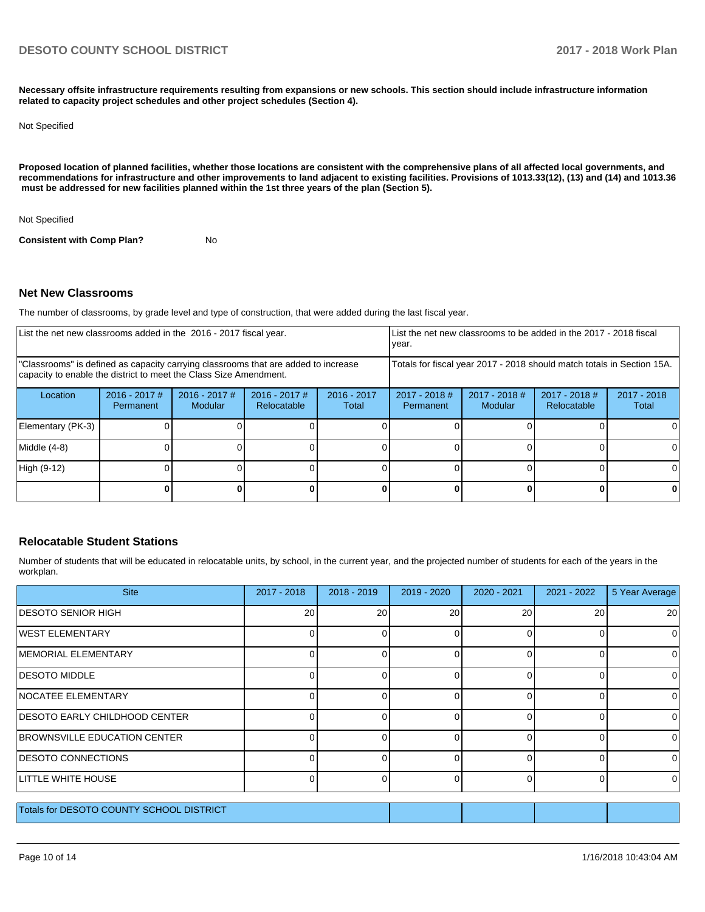**Necessary offsite infrastructure requirements resulting from expansions or new schools. This section should include infrastructure information related to capacity project schedules and other project schedules (Section 4).**

Not Specified

**Proposed location of planned facilities, whether those locations are consistent with the comprehensive plans of all affected local governments, and recommendations for infrastructure and other improvements to land adjacent to existing facilities. Provisions of 1013.33(12), (13) and (14) and 1013.36 must be addressed for new facilities planned within the 1st three years of the plan (Section 5).**

Not Specified

**Consistent with Comp Plan?** No

## Net New Classrooms

The number of classrooms, by grade level and type of construction, that were added during the last fiscal year.

| List the net new classrooms added in the 2016 - 2017 fiscal year. | | | | | List the net new classrooms to be added in the 2017 - 2018 fiscal year. | | | |
|---|---|---|---|---|---|---|---|---|
| "Classrooms" is defined as capacity carrying classrooms that are added to increase capacity to enable the district to meet the Class Size Amendment. | | | | | Totals for fiscal year 2017 - 2018 should match totals in Section 15A. | | | |
| Location | 2016 - 2017 # Permanent | 2016 - 2017 # Modular | 2016 - 2017 # Relocatable | 2016 - 2017 Total | 2017 - 2018 # Permanent | 2017 - 2018 # Modular | 2017 - 2018 # Relocatable | 2017 - 2018 Total |
| Elementary (PK-3) | 0 | 0 | 0 | 0 | 0 | 0 | 0 | 0 |
| Middle (4-8) | 0 | 0 | 0 | 0 | 0 | 0 | 0 | 0 |
| High (9-12) | 0 | 0 | 0 | 0 | 0 | 0 | 0 | 0 |
| | **0** | **0** | **0** | **0** | **0** | **0** | **0** | **0** |

## Relocatable Student Stations

Number of students that will be educated in relocatable units, by school, in the current year, and the projected number of students for each of the years in the workplan.

| Site | 2017 - 2018 | 2018 - 2019 | 2019 - 2020 | 2020 - 2021 | 2021 - 2022 | 5 Year Average |
|---|---|---|---|---|---|---|
| DESOTO SENIOR HIGH | 20 | 20 | 20 | 20 | 20 | 20 |
| WEST ELEMENTARY | 0 | 0 | 0 | 0 | 0 | 0 |
| MEMORIAL ELEMENTARY | 0 | 0 | 0 | 0 | 0 | 0 |
| DESOTO MIDDLE | 0 | 0 | 0 | 0 | 0 | 0 |
| NOCATEE ELEMENTARY | 0 | 0 | 0 | 0 | 0 | 0 |
| DESOTO EARLY CHILDHOOD CENTER | 0 | 0 | 0 | 0 | 0 | 0 |
| BROWNSVILLE EDUCATION CENTER | 0 | 0 | 0 | 0 | 0 | 0 |
| DESOTO CONNECTIONS | 0 | 0 | 0 | 0 | 0 | 0 |
| LITTLE WHITE HOUSE | 0 | 0 | 0 | 0 | 0 | 0 |
| Totals for DESOTO COUNTY SCHOOL DISTRICT | | | | | | |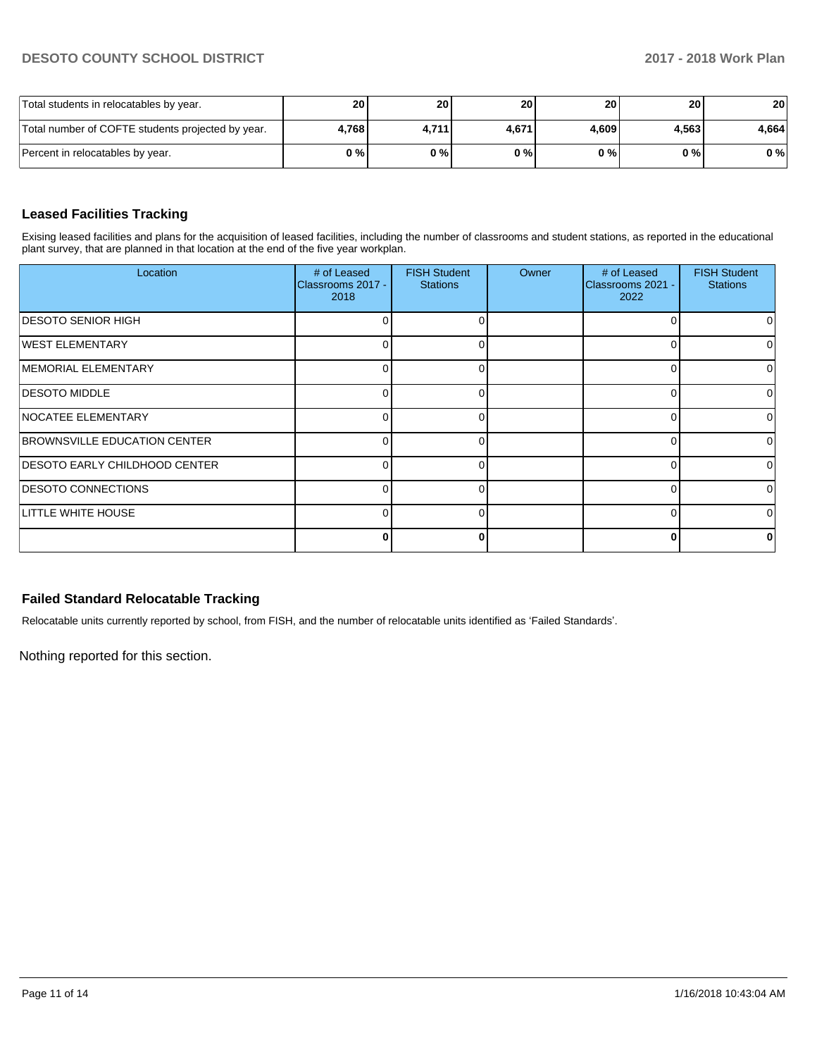| | | | | | | |
|---|---|---|---|---|---|---|
| Total students in relocatables by year. | 20 | 20 | 20 | 20 | 20 | 20 |
| Total number of COFTE students projected by year. | 4,768 | 4,711 | 4,671 | 4,609 | 4,563 | 4,664 |
| Percent in relocatables by year. | 0 % | 0 % | 0 % | 0 % | 0 % | 0 % |

## Leased Facilities Tracking

Exising leased facilities and plans for the acquisition of leased facilities, including the number of classrooms and student stations, as reported in the educational plant survey, that are planned in that location at the end of the five year workplan.

| Location | # of Leased Classrooms 2017 - 2018 | FISH Student Stations | Owner | # of Leased Classrooms 2021 - 2022 | FISH Student Stations |
|---|---|---|---|---|---|
| DESOTO SENIOR HIGH | 0 | 0 | | 0 | 0 |
| WEST ELEMENTARY | 0 | 0 | | 0 | 0 |
| MEMORIAL ELEMENTARY | 0 | 0 | | 0 | 0 |
| DESOTO MIDDLE | 0 | 0 | | 0 | 0 |
| NOCATEE ELEMENTARY | 0 | 0 | | 0 | 0 |
| BROWNSVILLE EDUCATION CENTER | 0 | 0 | | 0 | 0 |
| DESOTO EARLY CHILDHOOD CENTER | 0 | 0 | | 0 | 0 |
| DESOTO CONNECTIONS | 0 | 0 | | 0 | 0 |
| LITTLE WHITE HOUSE | 0 | 0 | | 0 | 0 |
| | **0** | **0** | | **0** | **0** |

## Failed Standard Relocatable Tracking

Relocatable units currently reported by school, from FISH, and the number of relocatable units identified as 'Failed Standards'.

Nothing reported for this section.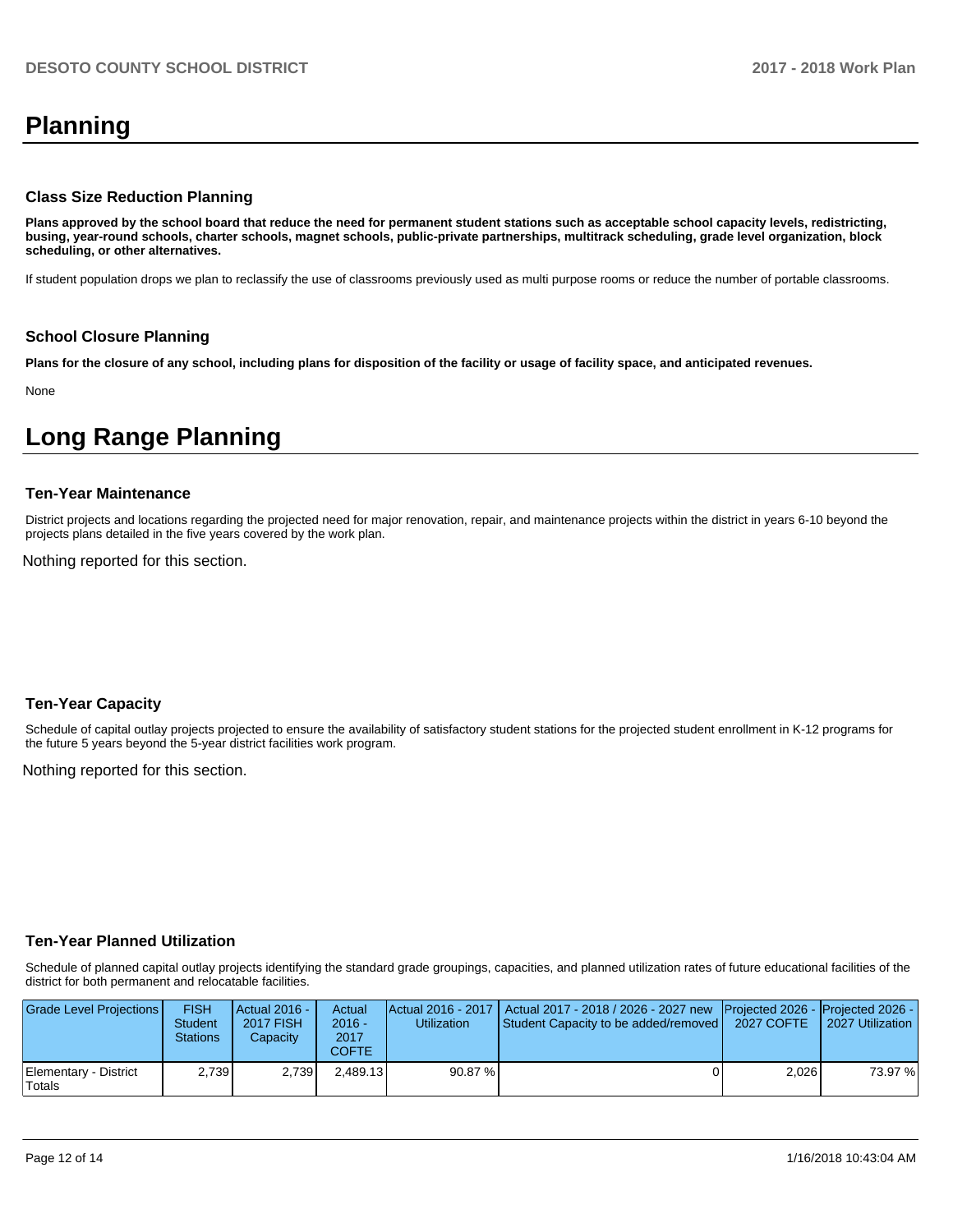# Planning

### Class Size Reduction Planning

**Plans approved by the school board that reduce the need for permanent student stations such as acceptable school capacity levels, redistricting, busing, year-round schools, charter schools, magnet schools, public-private partnerships, multitrack scheduling, grade level organization, block scheduling, or other alternatives.**

If student population drops we plan to reclassify the use of classrooms previously used as multi purpose rooms or reduce the number of portable classrooms.

### School Closure Planning

**Plans for the closure of any school, including plans for disposition of the facility or usage of facility space, and anticipated revenues.**

None

# Long Range Planning

### Ten-Year Maintenance

District projects and locations regarding the projected need for major renovation, repair, and maintenance projects within the district in years 6-10 beyond the projects plans detailed in the five years covered by the work plan.

Nothing reported for this section.

### Ten-Year Capacity

Schedule of capital outlay projects projected to ensure the availability of satisfactory student stations for the projected student enrollment in K-12 programs for the future 5 years beyond the 5-year district facilities work program.

Nothing reported for this section.

### Ten-Year Planned Utilization

Schedule of planned capital outlay projects identifying the standard grade groupings, capacities, and planned utilization rates of future educational facilities of the district for both permanent and relocatable facilities.

| Grade Level Projections | FISH Student Stations | Actual 2016 - 2017 FISH Capacity | Actual 2016 - 2017 COFTE | Actual 2016 - 2017 Utilization | Actual 2017 - 2018 / 2026 - 2027 new Student Capacity to be added/removed | Projected 2026 - 2027 COFTE | Projected 2026 - 2027 Utilization |
|---|---|---|---|---|---|---|---|
| Elementary - District Totals | 2,739 | 2,739 | 2,489.13 | 90.87 % | 0 | 2,026 | 73.97 % |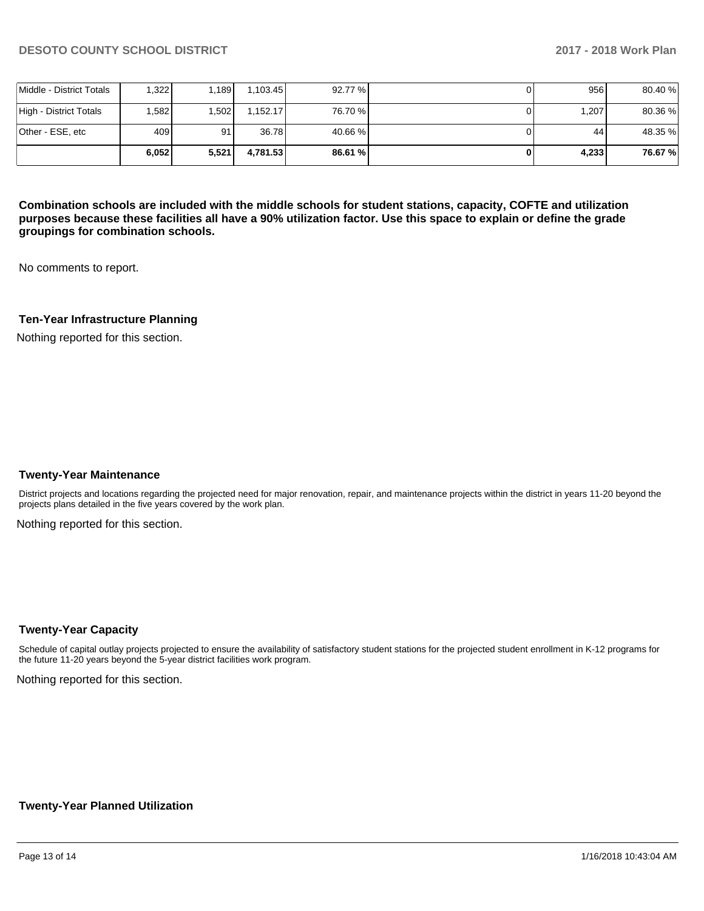| Middle - District Totals | 1,322 | 1,189 | 1,103.45 | 92.77 % | 0 | 956 | 80.40 % |
|---|---|---|---|---|---|---|---|
| High - District Totals | 1,582 | 1,502 | 1,152.17 | 76.70 % | 0 | 1,207 | 80.36 % |
| Other - ESE, etc | 409 | 91 | 36.78 | 40.66 % | 0 | 44 | 48.35 % |
| | **6,052** | **5,521** | **4,781.53** | **86.61 %** | **0** | **4,233** | **76.67 %** |

**Combination schools are included with the middle schools for student stations, capacity, COFTE and utilization purposes because these facilities all have a 90% utilization factor. Use this space to explain or define the grade groupings for combination schools.**

No comments to report.

### Ten-Year Infrastructure Planning

Nothing reported for this section.

### Twenty-Year Maintenance

District projects and locations regarding the projected need for major renovation, repair, and maintenance projects within the district in years 11-20 beyond the projects plans detailed in the five years covered by the work plan.

Nothing reported for this section.

### Twenty-Year Capacity

Schedule of capital outlay projects projected to ensure the availability of satisfactory student stations for the projected student enrollment in K-12 programs for the future 11-20 years beyond the 5-year district facilities work program.

Nothing reported for this section.

### Twenty-Year Planned Utilization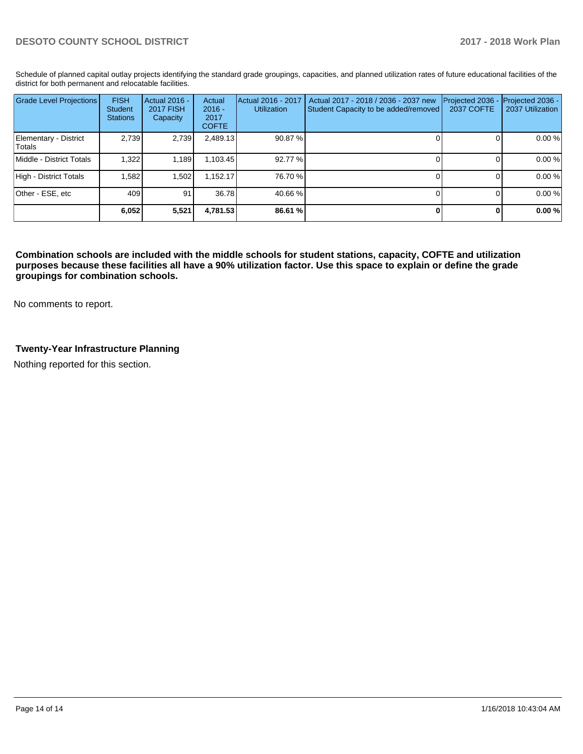Schedule of planned capital outlay projects identifying the standard grade groupings, capacities, and planned utilization rates of future educational facilities of the district for both permanent and relocatable facilities.

| Grade Level Projections | FISH Student Stations | Actual 2016 - 2017 FISH Capacity | Actual 2016 - 2017 COFTE | Actual 2016 - 2017 Utilization | Actual 2017 - 2018 / 2036 - 2037 new Student Capacity to be added/removed | Projected 2036 - 2037 COFTE | Projected 2036 - 2037 Utilization |
|---|---|---|---|---|---|---|---|
| Elementary - District Totals | 2,739 | 2,739 | 2,489.13 | 90.87 % | 0 | 0 | 0.00 % |
| Middle - District Totals | 1,322 | 1,189 | 1,103.45 | 92.77 % | 0 | 0 | 0.00 % |
| High - District Totals | 1,582 | 1,502 | 1,152.17 | 76.70 % | 0 | 0 | 0.00 % |
| Other - ESE, etc | 409 | 91 | 36.78 | 40.66 % | 0 | 0 | 0.00 % |
| | **6,052** | **5,521** | **4,781.53** | **86.61 %** | **0** | **0** | **0.00 %** |

**Combination schools are included with the middle schools for student stations, capacity, COFTE and utilization purposes because these facilities all have a 90% utilization factor. Use this space to explain or define the grade groupings for combination schools.**

No comments to report.

**Twenty-Year Infrastructure Planning**

Nothing reported for this section.